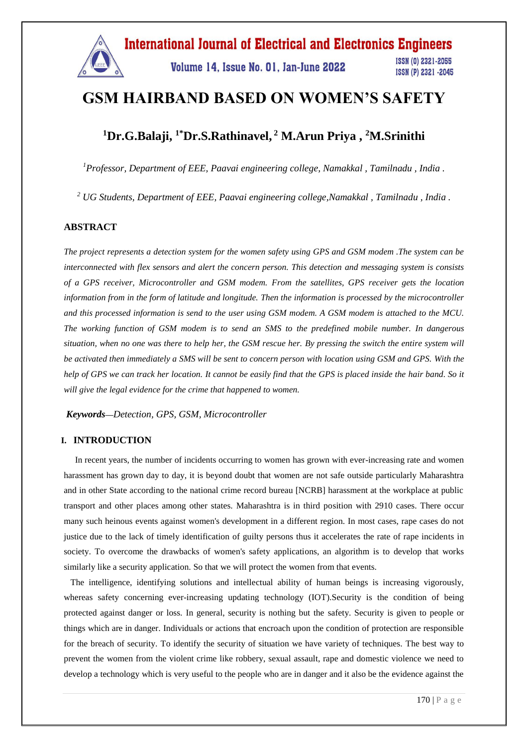# GSM HAIRBAND BASED ON WOMEN'S SAFETY

## [1]Dr.G.Balaji, [1*]Dr.S.Rathinavel, [2] M.Arun Priya , [2]M.Srinithi

*[1]Professor, Department of EEE, Paavai engineering college, Namakkal , Tamilnadu , India .*

*[2] UG Students, Department of EEE, Paavai engineering college,Namakkal , Tamilnadu , India .*

### ABSTRACT

*The project represents a detection system for the women safety using GPS and GSM modem .The system can be interconnected with flex sensors and alert the concern person. This detection and messaging system is consists of a GPS receiver, Microcontroller and GSM modem. From the satellites, GPS receiver gets the location information from in the form of latitude and longitude. Then the information is processed by the microcontroller and this processed information is send to the user using GSM modem. A GSM modem is attached to the MCU. The working function of GSM modem is to send an SMS to the predefined mobile number. In dangerous situation, when no one was there to help her, the GSM rescue her. By pressing the switch the entire system will be activated then immediately a SMS will be sent to concern person with location using GSM and GPS. With the help of GPS we can track her location. It cannot be easily find that the GPS is placed inside the hair band. So it will give the legal evidence for the crime that happened to women.*

***Keywords****—Detection, GPS, GSM, Microcontroller*

### I. INTRODUCTION

In recent years, the number of incidents occurring to women has grown with ever-increasing rate and women harassment has grown day to day, it is beyond doubt that women are not safe outside particularly Maharashtra and in other State according to the national crime record bureau [NCRB] harassment at the workplace at public transport and other places among other states. Maharashtra is in third position with 2910 cases. There occur many such heinous events against women's development in a different region. In most cases, rape cases do not justice due to the lack of timely identification of guilty persons thus it accelerates the rate of rape incidents in society. To overcome the drawbacks of women's safety applications, an algorithm is to develop that works similarly like a security application. So that we will protect the women from that events.

The intelligence, identifying solutions and intellectual ability of human beings is increasing vigorously, whereas safety concerning ever-increasing updating technology (IOT).Security is the condition of being protected against danger or loss. In general, security is nothing but the safety. Security is given to people or things which are in danger. Individuals or actions that encroach upon the condition of protection are responsible for the breach of security. To identify the security of situation we have variety of techniques. The best way to prevent the women from the violent crime like robbery, sexual assault, rape and domestic violence we need to develop a technology which is very useful to the people who are in danger and it also be the evidence against the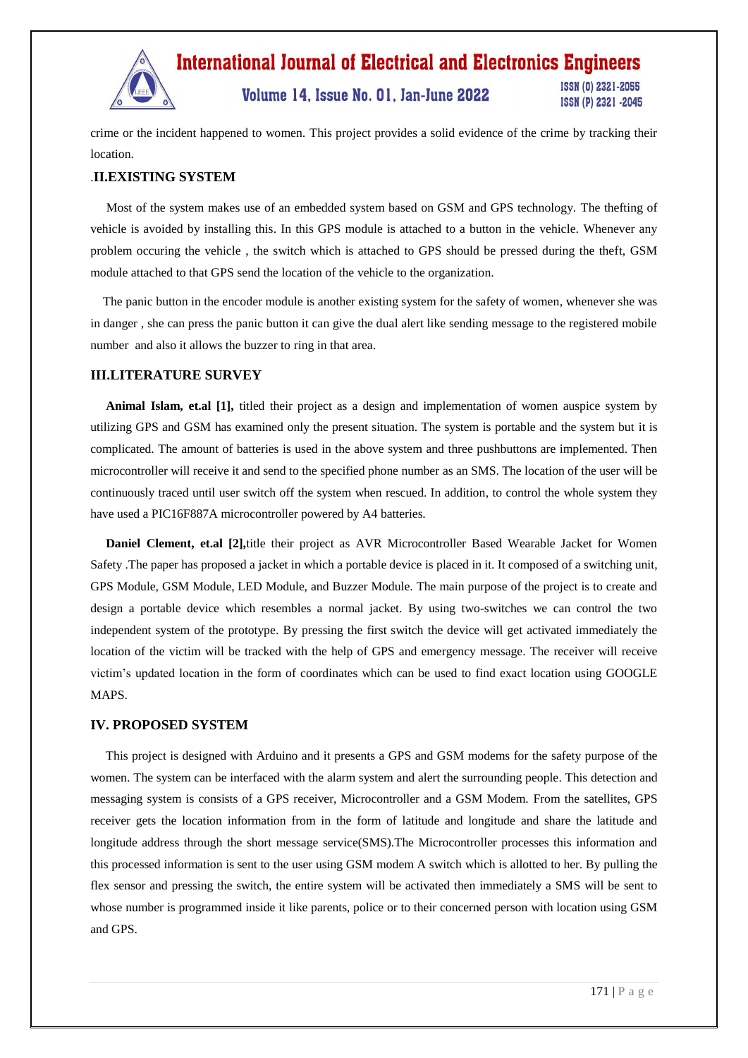crime or the incident happened to women. This project provides a solid evidence of the crime by tracking their location.

## .II.EXISTING SYSTEM

Most of the system makes use of an embedded system based on GSM and GPS technology. The thefting of vehicle is avoided by installing this. In this GPS module is attached to a button in the vehicle. Whenever any problem occuring the vehicle , the switch which is attached to GPS should be pressed during the theft, GSM module attached to that GPS send the location of the vehicle to the organization.

The panic button in the encoder module is another existing system for the safety of women, whenever she was in danger , she can press the panic button it can give the dual alert like sending message to the registered mobile number and also it allows the buzzer to ring in that area.

## III.LITERATURE SURVEY

**Animal Islam, et.al [1],** titled their project as a design and implementation of women auspice system by utilizing GPS and GSM has examined only the present situation. The system is portable and the system but it is complicated. The amount of batteries is used in the above system and three pushbuttons are implemented. Then microcontroller will receive it and send to the specified phone number as an SMS. The location of the user will be continuously traced until user switch off the system when rescued. In addition, to control the whole system they have used a PIC16F887A microcontroller powered by A4 batteries.

**Daniel Clement, et.al [2],**title their project as AVR Microcontroller Based Wearable Jacket for Women Safety .The paper has proposed a jacket in which a portable device is placed in it. It composed of a switching unit, GPS Module, GSM Module, LED Module, and Buzzer Module. The main purpose of the project is to create and design a portable device which resembles a normal jacket. By using two-switches we can control the two independent system of the prototype. By pressing the first switch the device will get activated immediately the location of the victim will be tracked with the help of GPS and emergency message. The receiver will receive victim's updated location in the form of coordinates which can be used to find exact location using GOOGLE MAPS.

## IV. PROPOSED SYSTEM

This project is designed with Arduino and it presents a GPS and GSM modems for the safety purpose of the women. The system can be interfaced with the alarm system and alert the surrounding people. This detection and messaging system is consists of a GPS receiver, Microcontroller and a GSM Modem. From the satellites, GPS receiver gets the location information from in the form of latitude and longitude and share the latitude and longitude address through the short message service(SMS).The Microcontroller processes this information and this processed information is sent to the user using GSM modem A switch which is allotted to her. By pulling the flex sensor and pressing the switch, the entire system will be activated then immediately a SMS will be sent to whose number is programmed inside it like parents, police or to their concerned person with location using GSM and GPS.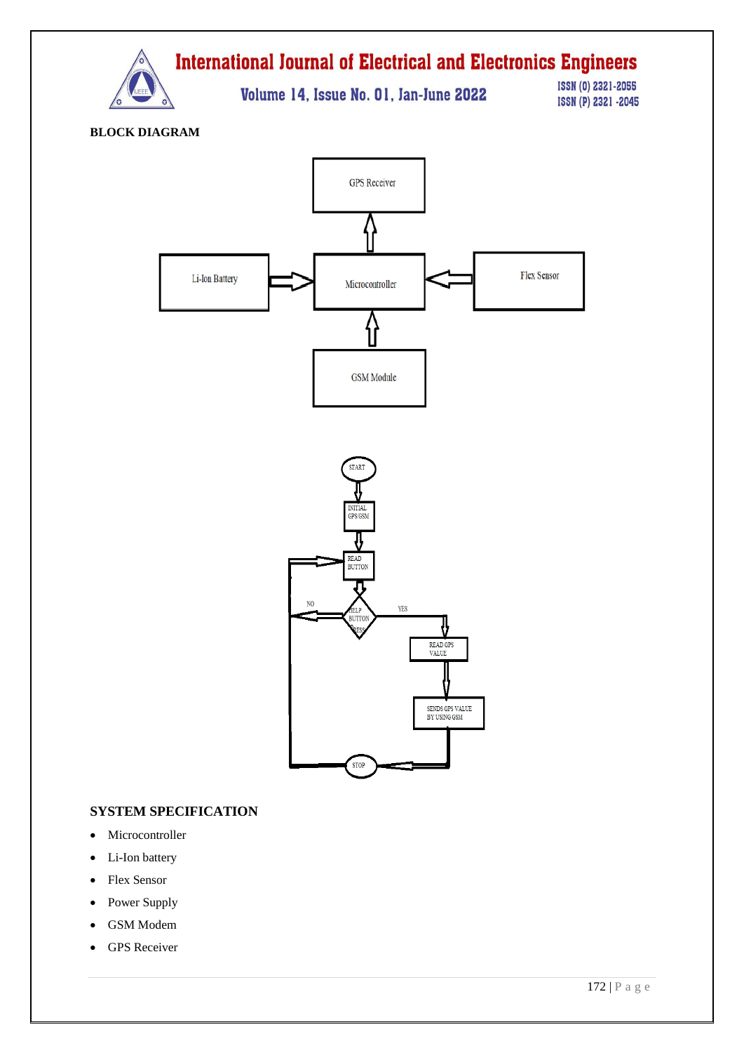## BLOCK DIAGRAM

## SYSTEM SPECIFICATION

- Microcontroller
- Li-Ion battery
- Flex Sensor
- Power Supply
- GSM Modem
- GPS Receiver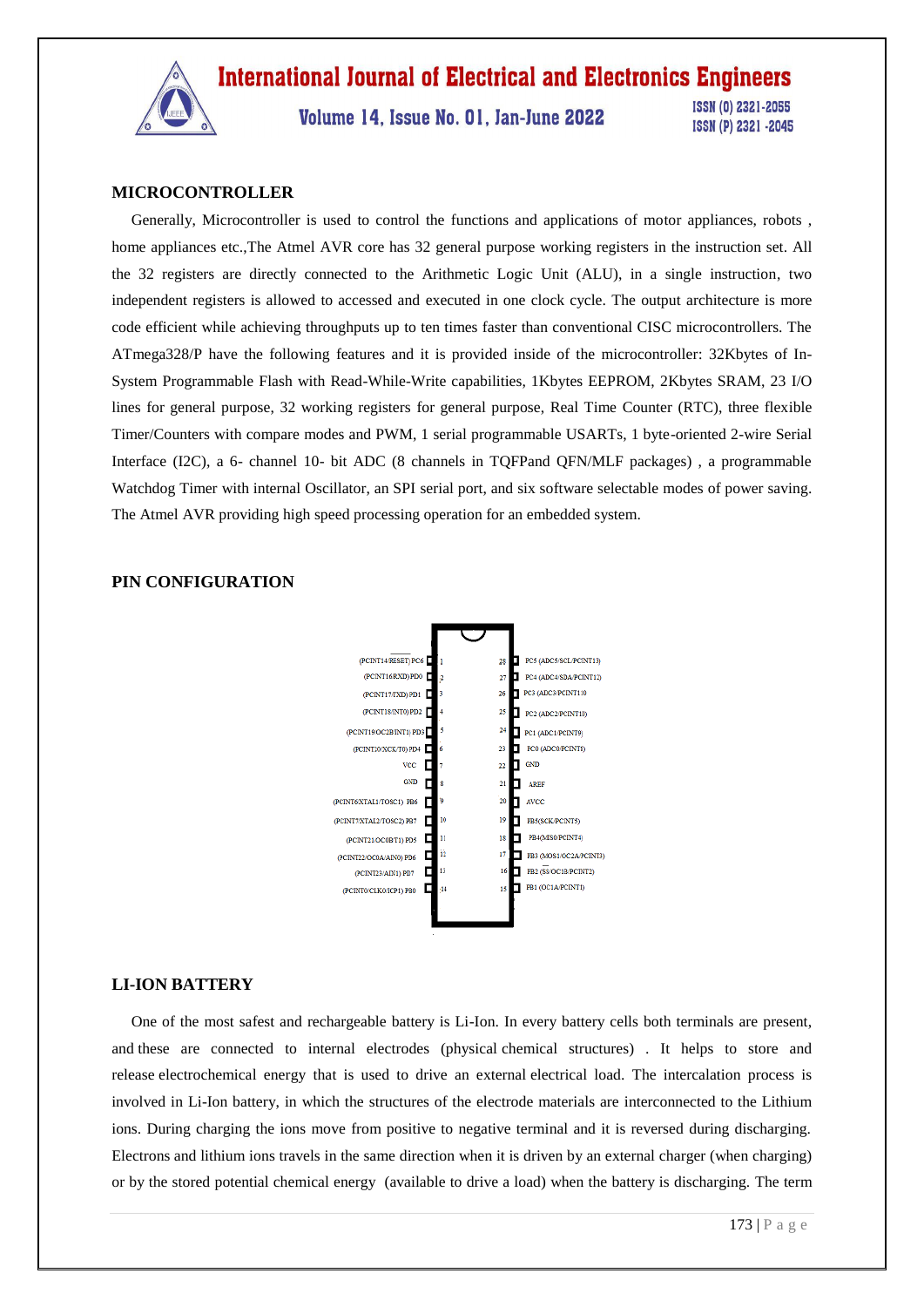## MICROCONTROLLER

Generally, Microcontroller is used to control the functions and applications of motor appliances, robots , home appliances etc.,The Atmel AVR core has 32 general purpose working registers in the instruction set. All the 32 registers are directly connected to the Arithmetic Logic Unit (ALU), in a single instruction, two independent registers is allowed to accessed and executed in one clock cycle. The output architecture is more code efficient while achieving throughputs up to ten times faster than conventional CISC microcontrollers. The ATmega328/P have the following features and it is provided inside of the microcontroller: 32Kbytes of In-System Programmable Flash with Read-While-Write capabilities, 1Kbytes EEPROM, 2Kbytes SRAM, 23 I/O lines for general purpose, 32 working registers for general purpose, Real Time Counter (RTC), three flexible Timer/Counters with compare modes and PWM, 1 serial programmable USARTs, 1 byte-oriented 2-wire Serial Interface (I2C), a 6- channel 10- bit ADC (8 channels in TQFPand QFN/MLF packages) , a programmable Watchdog Timer with internal Oscillator, an SPI serial port, and six software selectable modes of power saving. The Atmel AVR providing high speed processing operation for an embedded system.

## PIN CONFIGURATION

| Pin label | Pin | Pin | Pin label |
|---|---|---|---|
| (PCINT14/RESET) PC6 | 1 | 28 | PC5 (ADC5/SCL/PCINT13) |
| (PCINT16/RXD) PD0 | 2 | 27 | PC4 (ADC4/SDA/PCINT12) |
| (PCINT17/TXD) PD1 | 3 | 26 | PC3 (ADC3/PCINT11) |
| (PCINT18/INT0) PD2 | 4 | 25 | PC2 (ADC2/PCINT10) |
| (PCINT19/OC2B/INT1) PD3 | 5 | 24 | PC1 (ADC1/PCINT9) |
| (PCINT20/XCK/T0) PD4 | 6 | 23 | PC0 (ADC0/PCINT8) |
| VCC | 7 | 22 | GND |
| GND | 8 | 21 | AREF |
| (PCINT6/XTAL1/TOSC1) PB6 | 9 | 20 | AVCC |
| (PCINT7/XTAL2/TOSC2) PB7 | 10 | 19 | PB5 (SCK/PCINT5) |
| (PCINT21/OC0B/T1) PD5 | 11 | 18 | PB4 (MISO/PCINT4) |
| (PCINT22/OC0A/AIN0) PD6 | 12 | 17 | PB3 (MOSI/OC2A/PCINT3) |
| (PCINT23/AIN1) PD7 | 13 | 16 | PB2 (SS/OC1B/PCINT2) |
| (PCINT0/CLKO/ICP1) PB0 | 14 | 15 | PB1 (OC1A/PCINT1) |

## LI-ION BATTERY

One of the most safest and rechargeable battery is Li-Ion. In every battery cells both terminals are present, and these are connected to internal electrodes (physical chemical structures) . It helps to store and release electrochemical energy that is used to drive an external electrical load. The intercalation process is involved in Li-Ion battery, in which the structures of the electrode materials are interconnected to the Lithium ions. During charging the ions move from positive to negative terminal and it is reversed during discharging. Electrons and lithium ions travels in the same direction when it is driven by an external charger (when charging) or by the stored potential chemical energy (available to drive a load) when the battery is discharging. The term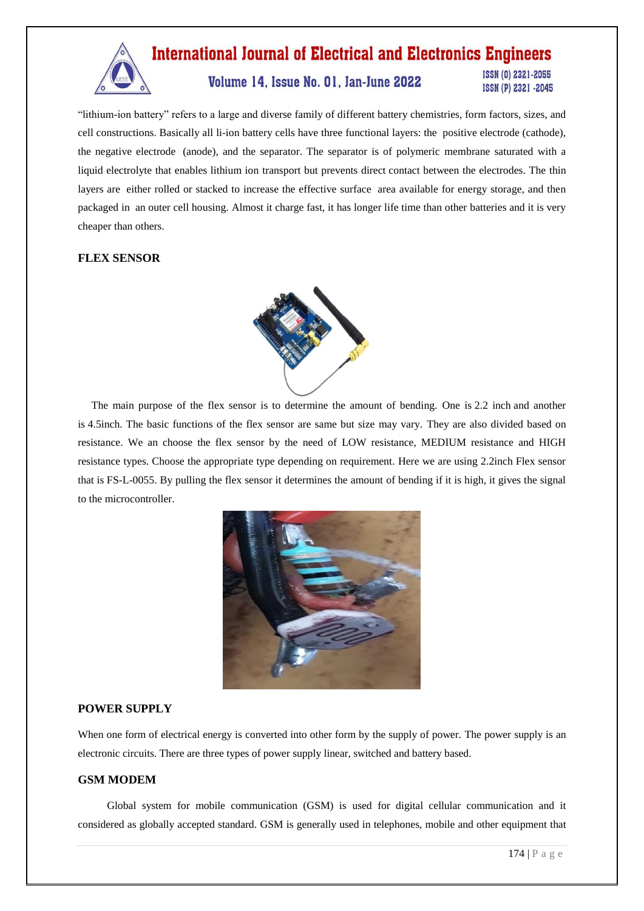"lithium-ion battery" refers to a large and diverse family of different battery chemistries, form factors, sizes, and cell constructions. Basically all li-ion battery cells have three functional layers: the positive electrode (cathode), the negative electrode (anode), and the separator. The separator is of polymeric membrane saturated with a liquid electrolyte that enables lithium ion transport but prevents direct contact between the electrodes. The thin layers are either rolled or stacked to increase the effective surface area available for energy storage, and then packaged in an outer cell housing. Almost it charge fast, it has longer life time than other batteries and it is very cheaper than others.

## FLEX SENSOR

The main purpose of the flex sensor is to determine the amount of bending. One is 2.2 inch and another is 4.5inch. The basic functions of the flex sensor are same but size may vary. They are also divided based on resistance. We an choose the flex sensor by the need of LOW resistance, MEDIUM resistance and HIGH resistance types. Choose the appropriate type depending on requirement. Here we are using 2.2inch Flex sensor that is FS-L-0055. By pulling the flex sensor it determines the amount of bending if it is high, it gives the signal to the microcontroller.

## POWER SUPPLY

When one form of electrical energy is converted into other form by the supply of power. The power supply is an electronic circuits. There are three types of power supply linear, switched and battery based.

## GSM MODEM

Global system for mobile communication (GSM) is used for digital cellular communication and it considered as globally accepted standard. GSM is generally used in telephones, mobile and other equipment that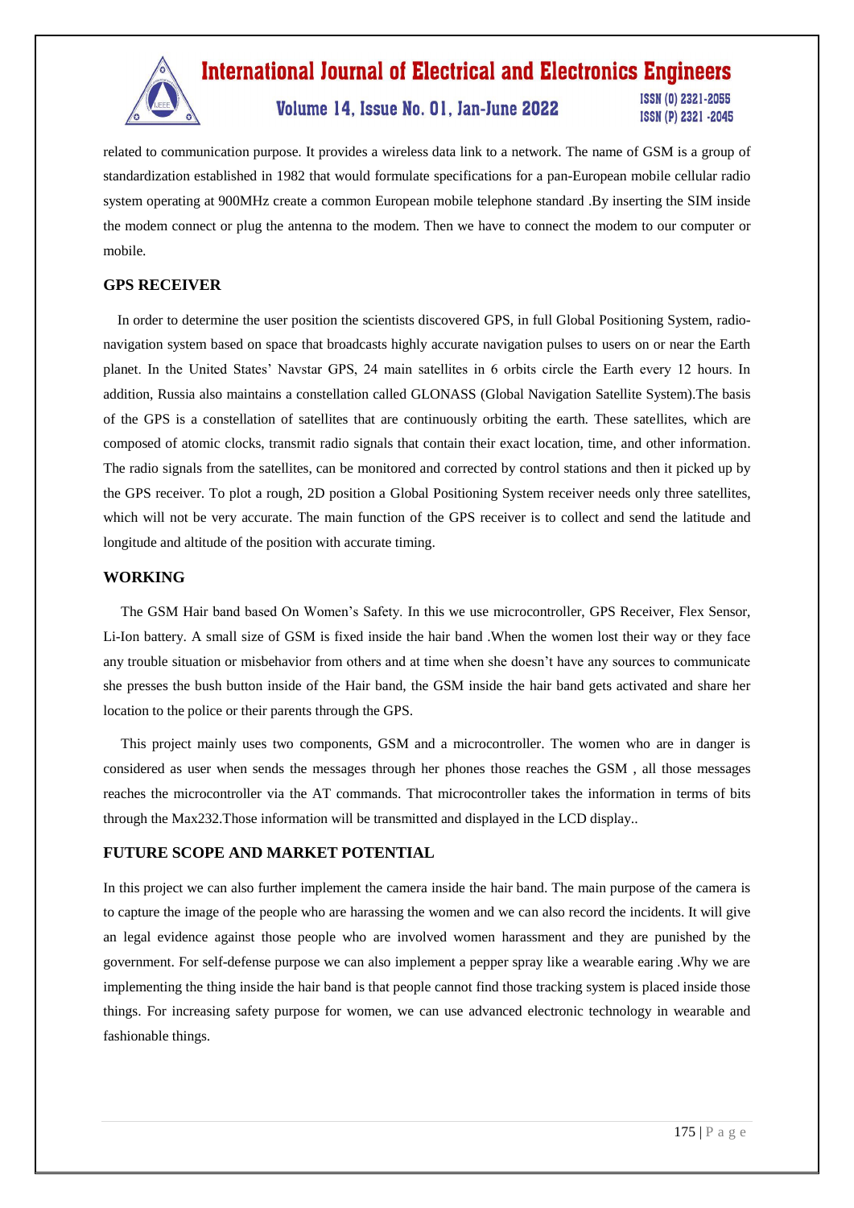related to communication purpose. It provides a wireless data link to a network. The name of GSM is a group of standardization established in 1982 that would formulate specifications for a pan-European mobile cellular radio system operating at 900MHz create a common European mobile telephone standard .By inserting the SIM inside the modem connect or plug the antenna to the modem. Then we have to connect the modem to our computer or mobile.

## GPS RECEIVER

In order to determine the user position the scientists discovered GPS, in full Global Positioning System, radio-navigation system based on space that broadcasts highly accurate navigation pulses to users on or near the Earth planet. In the United States' Navstar GPS, 24 main satellites in 6 orbits circle the Earth every 12 hours. In addition, Russia also maintains a constellation called GLONASS (Global Navigation Satellite System).The basis of the GPS is a constellation of satellites that are continuously orbiting the earth. These satellites, which are composed of atomic clocks, transmit radio signals that contain their exact location, time, and other information. The radio signals from the satellites, can be monitored and corrected by control stations and then it picked up by the GPS receiver. To plot a rough, 2D position a Global Positioning System receiver needs only three satellites, which will not be very accurate. The main function of the GPS receiver is to collect and send the latitude and longitude and altitude of the position with accurate timing.

## WORKING

The GSM Hair band based On Women's Safety. In this we use microcontroller, GPS Receiver, Flex Sensor, Li-Ion battery. A small size of GSM is fixed inside the hair band .When the women lost their way or they face any trouble situation or misbehavior from others and at time when she doesn't have any sources to communicate she presses the bush button inside of the Hair band, the GSM inside the hair band gets activated and share her location to the police or their parents through the GPS.

This project mainly uses two components, GSM and a microcontroller. The women who are in danger is considered as user when sends the messages through her phones those reaches the GSM , all those messages reaches the microcontroller via the AT commands. That microcontroller takes the information in terms of bits through the Max232.Those information will be transmitted and displayed in the LCD display..

## FUTURE SCOPE AND MARKET POTENTIAL

In this project we can also further implement the camera inside the hair band. The main purpose of the camera is to capture the image of the people who are harassing the women and we can also record the incidents. It will give an legal evidence against those people who are involved women harassment and they are punished by the government. For self-defense purpose we can also implement a pepper spray like a wearable earing .Why we are implementing the thing inside the hair band is that people cannot find those tracking system is placed inside those things. For increasing safety purpose for women, we can use advanced electronic technology in wearable and fashionable things.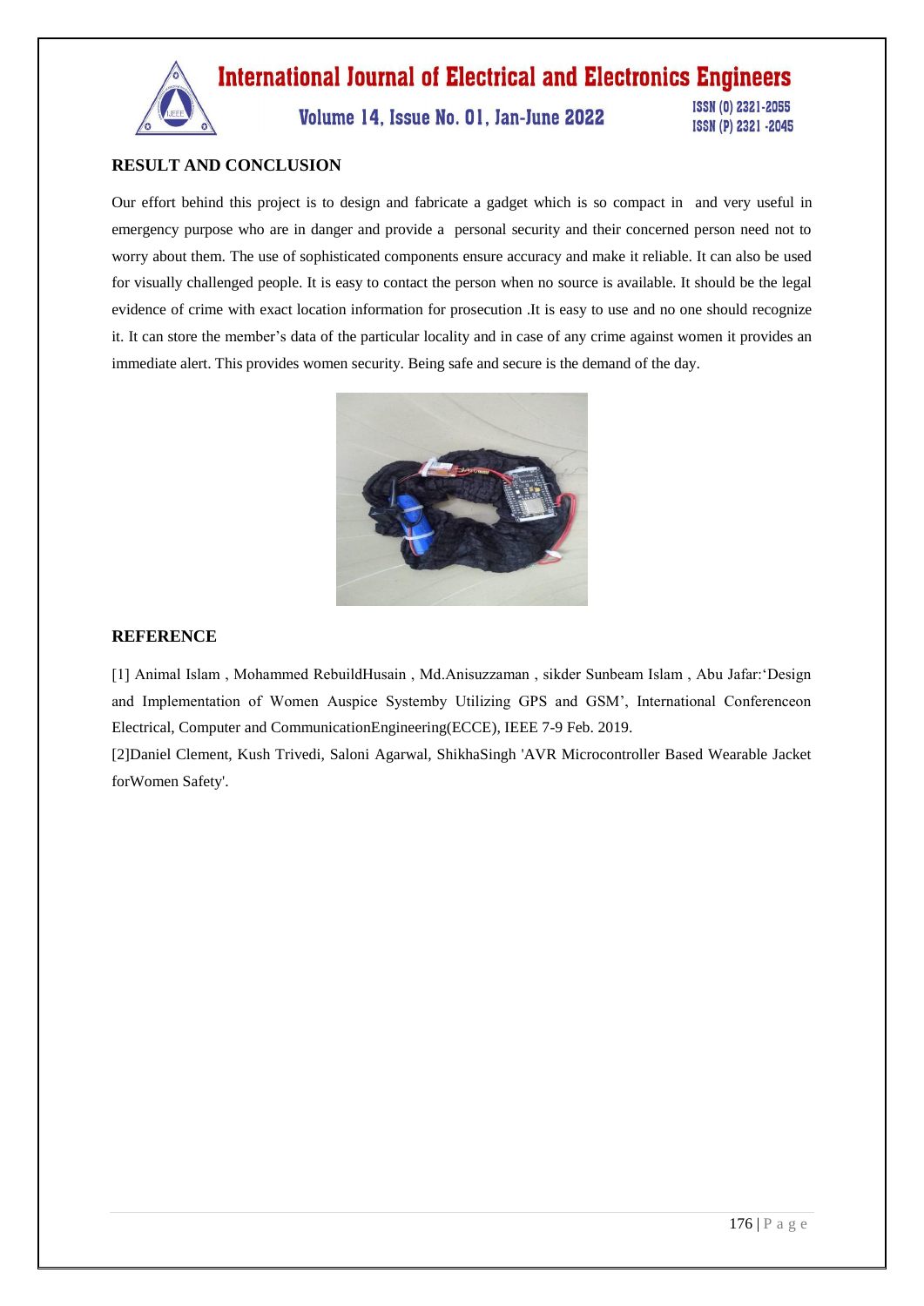## RESULT AND CONCLUSION

Our effort behind this project is to design and fabricate a gadget which is so compact in and very useful in emergency purpose who are in danger and provide a personal security and their concerned person need not to worry about them. The use of sophisticated components ensure accuracy and make it reliable. It can also be used for visually challenged people. It is easy to contact the person when no source is available. It should be the legal evidence of crime with exact location information for prosecution .It is easy to use and no one should recognize it. It can store the member's data of the particular locality and in case of any crime against women it provides an immediate alert. This provides women security. Being safe and secure is the demand of the day.

## REFERENCE

[1] Animal Islam , Mohammed RebuildHusain , Md.Anisuzzaman , sikder Sunbeam Islam , Abu Jafar:'Design and Implementation of Women Auspice Systemby Utilizing GPS and GSM', International Conferenceon Electrical, Computer and CommunicationEngineering(ECCE), IEEE 7-9 Feb. 2019.

[2]Daniel Clement, Kush Trivedi, Saloni Agarwal, ShikhaSingh 'AVR Microcontroller Based Wearable Jacket forWomen Safety'.